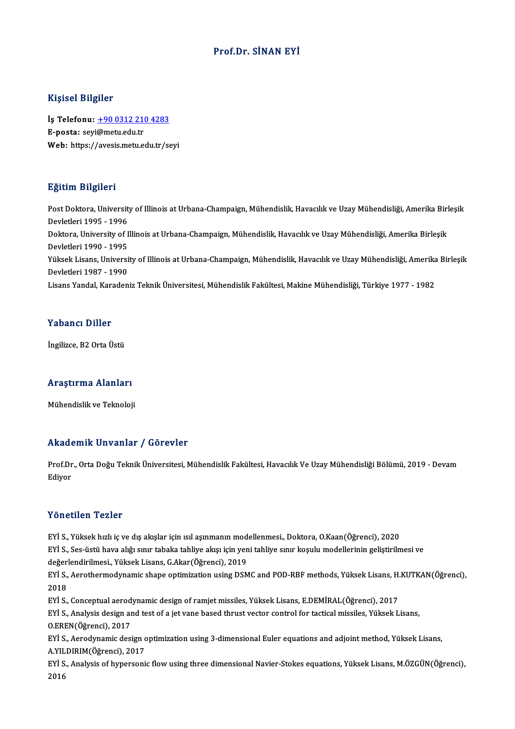# Prof.Dr. SİNAN EYİ

## Kişisel Bilgiler

**İş Telefonu:** +90 0312 210 4283
**E-posta:** seyi@metu.edu.tr
**Web:** https://avesis.metu.edu.tr/seyi

## Eğitim Bilgileri

Post Doktora, University of Illinois at Urbana-Champaign, Mühendislik, Havacılık ve Uzay Mühendisliği, Amerika Birleşik Devletleri 1995 - 1996
Doktora, University of Illinois at Urbana-Champaign, Mühendislik, Havacılık ve Uzay Mühendisliği, Amerika Birleşik Devletleri 1990 - 1995
Yüksek Lisans, University of Illinois at Urbana-Champaign, Mühendislik, Havacılık ve Uzay Mühendisliği, Amerika Birleşik Devletleri 1987 - 1990
Lisans Yandal, Karadeniz Teknik Üniversitesi, Mühendislik Fakültesi, Makine Mühendisliği, Türkiye 1977 - 1982

## Yabancı Diller

İngilizce, B2 Orta Üstü

## Araştırma Alanları

Mühendislik ve Teknoloji

## Akademik Unvanlar / Görevler

Prof.Dr., Orta Doğu Teknik Üniversitesi, Mühendislik Fakültesi, Havacılık Ve Uzay Mühendisliği Bölümü, 2019 - Devam Ediyor

## Yönetilen Tezler

EYİ S., Yüksek hızlı iç ve dış akışlar için ısıl aşınmanın modellenmesi., Doktora, O.Kaan(Öğrenci), 2020
EYİ S., Ses-üstü hava alığı sınır tabaka tahliye akışı için yeni tahliye sınır koşulu modellerinin geliştirilmesi ve değerlendirilmesi., Yüksek Lisans, G.Akar(Öğrenci), 2019
EYİ S., Aerothermodynamic shape optimization using DSMC and POD-RBF methods, Yüksek Lisans, H.KUTKAN(Öğrenci), 2018
EYİ S., Conceptual aerodynamic design of ramjet missiles, Yüksek Lisans, E.DEMİRAL(Öğrenci), 2017
EYİ S., Analysis design and test of a jet vane based thrust vector control for tactical missiles, Yüksek Lisans, O.EREN(Öğrenci), 2017
EYİ S., Aerodynamic design optimization using 3-dimensional Euler equations and adjoint method, Yüksek Lisans, A.YILDIRIM(Öğrenci), 2017
EYİ S., Analysis of hypersonic flow using three dimensional Navier-Stokes equations, Yüksek Lisans, M.ÖZGÜN(Öğrenci), 2016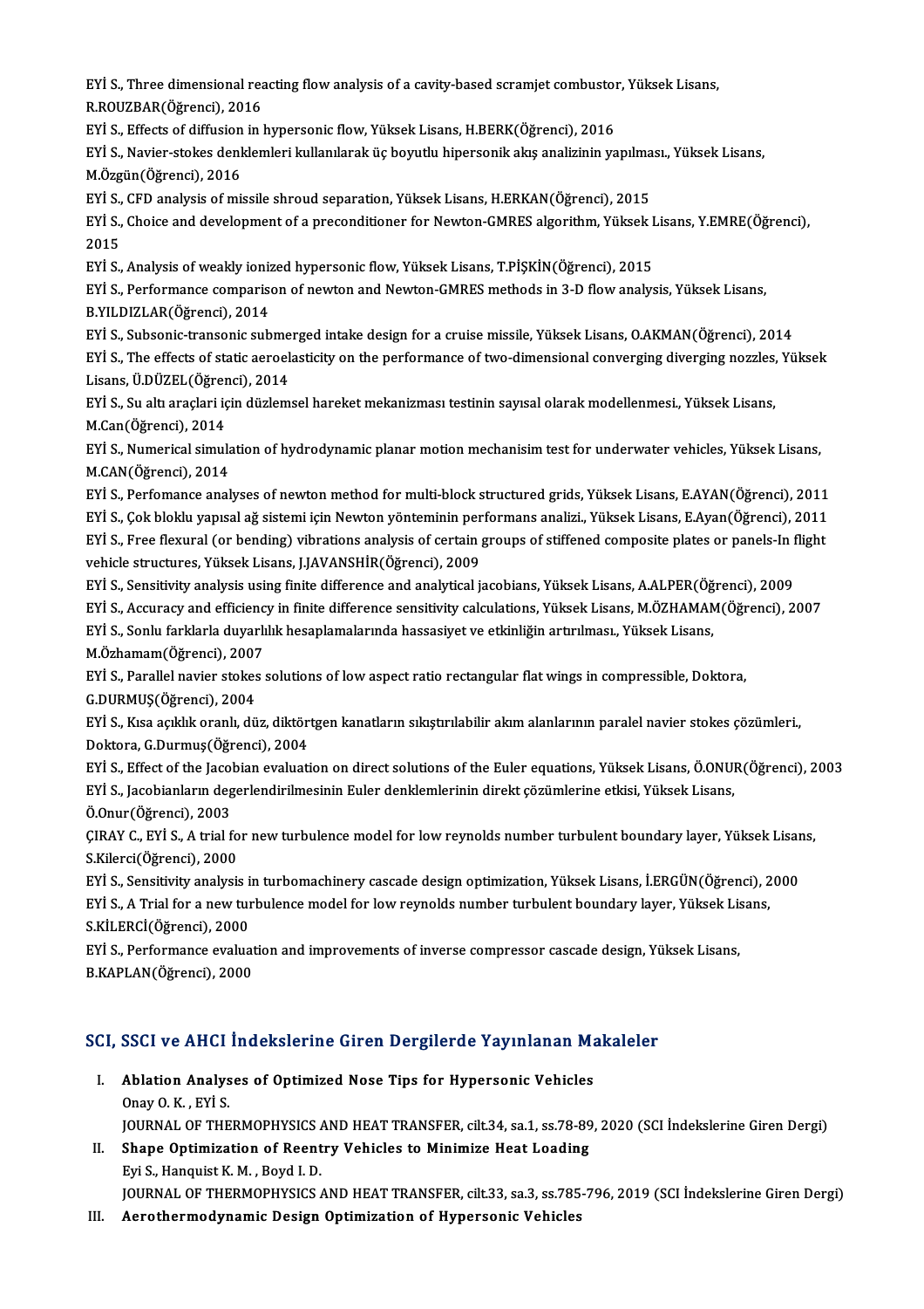EYİ S., Three dimensional reacting flow analysis of a cavity-based scramjet combustor, Yüksek Lisans, R.ROUZBAR(Öğrenci), 2016

EYİ S., Effects of diffusion in hypersonic flow, Yüksek Lisans, H.BERK(Öğrenci), 2016

EYİ S., Navier-stokes denklemleri kullanılarak üç boyutlu hipersonik akış analizinin yapılması., Yüksek Lisans, M.Özgün(Öğrenci), 2016

EYİ S., CFD analysis of missile shroud separation, Yüksek Lisans, H.ERKAN(Öğrenci), 2015

EYİ S., Choice and development of a preconditioner for Newton-GMRES algorithm, Yüksek Lisans, Y.EMRE(Öğrenci), 2015

EYİ S., Analysis of weakly ionized hypersonic flow, Yüksek Lisans, T.PİŞKİN(Öğrenci), 2015

EYİ S., Performance comparison of newton and Newton-GMRES methods in 3-D flow analysis, Yüksek Lisans, B.YILDIZLAR(Öğrenci), 2014

EYİ S., Subsonic-transonic submerged intake design for a cruise missile, Yüksek Lisans, O.AKMAN(Öğrenci), 2014

EYİ S., The effects of static aeroelasticity on the performance of two-dimensional converging diverging nozzles, Yüksek Lisans, Ü.DÜZEL(Öğrenci), 2014

EYİ S., Su altı araçlari için düzlemsel hareket mekanizması testinin sayısal olarak modellenmesi., Yüksek Lisans, M.Can(Öğrenci), 2014

EYİ S., Numerical simulation of hydrodynamic planar motion mechanisim test for underwater vehicles, Yüksek Lisans, M.CAN(Öğrenci), 2014

EYİ S., Perfomance analyses of newton method for multi-block structured grids, Yüksek Lisans, E.AYAN(Öğrenci), 2011

EYİ S., Çok bloklu yapısal ağ sistemi için Newton yönteminin performans analizi., Yüksek Lisans, E.Ayan(Öğrenci), 2011

EYİ S., Free flexural (or bending) vibrations analysis of certain groups of stiffened composite plates or panels-In flight vehicle structures, Yüksek Lisans, J.JAVANSHİR(Öğrenci), 2009

EYİ S., Sensitivity analysis using finite difference and analytical jacobians, Yüksek Lisans, A.ALPER(Öğrenci), 2009

EYİ S., Accuracy and efficiency in finite difference sensitivity calculations, Yüksek Lisans, M.ÖZHAMAM(Öğrenci), 2007

EYİ S., Sonlu farklarla duyarlılık hesaplamalarında hassasiyet ve etkinliğin artırılması., Yüksek Lisans, M.Özhamam(Öğrenci), 2007

EYİ S., Parallel navier stokes solutions of low aspect ratio rectangular flat wings in compressible, Doktora, G.DURMUŞ(Öğrenci), 2004

EYİ S., Kısa açıklık oranlı, düz, diktörtgen kanatların sıkıştırılabilir akım alanlarının paralel navier stokes çözümleri., Doktora, G.Durmuş(Öğrenci), 2004

EYİ S., Effect of the Jacobian evaluation on direct solutions of the Euler equations, Yüksek Lisans, Ö.ONUR(Öğrenci), 2003

EYİ S., Jacobianların degerlendirilmesinin Euler denklemlerinin direkt çözümlerine etkisi, Yüksek Lisans, Ö.Onur(Öğrenci), 2003

ÇIRAY C., EYİ S., A trial for new turbulence model for low reynolds number turbulent boundary layer, Yüksek Lisans, S.Kilerci(Öğrenci), 2000

EYİ S., Sensitivity analysis in turbomachinery cascade design optimization, Yüksek Lisans, İ.ERGÜN(Öğrenci), 2000

EYİ S., A Trial for a new turbulence model for low reynolds number turbulent boundary layer, Yüksek Lisans, S.KİLERCİ(Öğrenci), 2000

EYİ S., Performance evaluation and improvements of inverse compressor cascade design, Yüksek Lisans, B.KAPLAN(Öğrenci), 2000

## SCI, SSCI ve AHCI İndekslerine Giren Dergilerde Yayınlanan Makaleler

I. **Ablation Analyses of Optimized Nose Tips for Hypersonic Vehicles**
   Onay O. K. , EYİ S.
   JOURNAL OF THERMOPHYSICS AND HEAT TRANSFER, cilt.34, sa.1, ss.78-89, 2020 (SCI İndekslerine Giren Dergi)

II. **Shape Optimization of Reentry Vehicles to Minimize Heat Loading**
   Eyi S., Hanquist K. M. , Boyd I. D.
   JOURNAL OF THERMOPHYSICS AND HEAT TRANSFER, cilt.33, sa.3, ss.785-796, 2019 (SCI İndekslerine Giren Dergi)

III. **Aerothermodynamic Design Optimization of Hypersonic Vehicles**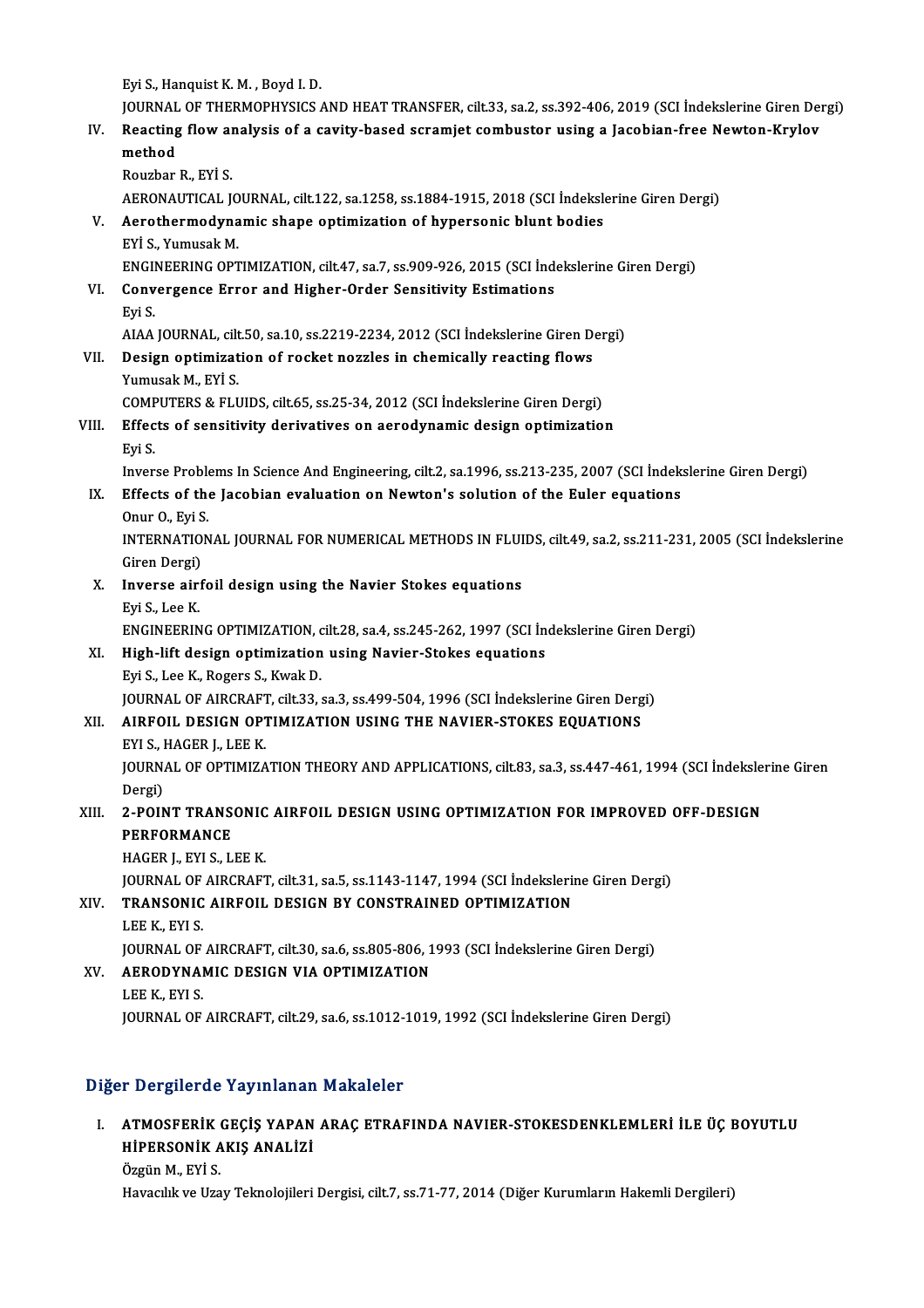Eyi S., Hanquist K. M. , Boyd I. D.
JOURNAL OF THERMOPHYSICS AND HEAT TRANSFER, cilt.33, sa.2, ss.392-406, 2019 (SCI İndekslerine Giren Dergi)

IV. **Reacting flow analysis of a cavity-based scramjet combustor using a Jacobian-free Newton-Krylov method**
Rouzbar R., EYİ S.
AERONAUTICAL JOURNAL, cilt.122, sa.1258, ss.1884-1915, 2018 (SCI İndekslerine Giren Dergi)

V. **Aerothermodynamic shape optimization of hypersonic blunt bodies**
EYİ S., Yumusak M.
ENGINEERING OPTIMIZATION, cilt.47, sa.7, ss.909-926, 2015 (SCI İndekslerine Giren Dergi)

VI. **Convergence Error and Higher-Order Sensitivity Estimations**
Eyi S.
AIAA JOURNAL, cilt.50, sa.10, ss.2219-2234, 2012 (SCI İndekslerine Giren Dergi)

VII. **Design optimization of rocket nozzles in chemically reacting flows**
Yumusak M., EYİ S.
COMPUTERS & FLUIDS, cilt.65, ss.25-34, 2012 (SCI İndekslerine Giren Dergi)

VIII. **Effects of sensitivity derivatives on aerodynamic design optimization**
Eyi S.
Inverse Problems In Science And Engineering, cilt.2, sa.1996, ss.213-235, 2007 (SCI İndekslerine Giren Dergi)

IX. **Effects of the Jacobian evaluation on Newton's solution of the Euler equations**
Onur O., Eyi S.
INTERNATIONAL JOURNAL FOR NUMERICAL METHODS IN FLUIDS, cilt.49, sa.2, ss.211-231, 2005 (SCI İndekslerine Giren Dergi)

X. **Inverse airfoil design using the Navier Stokes equations**
Eyi S., Lee K.
ENGINEERING OPTIMIZATION, cilt.28, sa.4, ss.245-262, 1997 (SCI İndekslerine Giren Dergi)

XI. **High-lift design optimization using Navier-Stokes equations**
Eyi S., Lee K., Rogers S., Kwak D.
JOURNAL OF AIRCRAFT, cilt.33, sa.3, ss.499-504, 1996 (SCI İndekslerine Giren Dergi)

XII. **AIRFOIL DESIGN OPTIMIZATION USING THE NAVIER-STOKES EQUATIONS**
EYI S., HAGER J., LEE K.
JOURNAL OF OPTIMIZATION THEORY AND APPLICATIONS, cilt.83, sa.3, ss.447-461, 1994 (SCI İndekslerine Giren Dergi)

XIII. **2-POINT TRANSONIC AIRFOIL DESIGN USING OPTIMIZATION FOR IMPROVED OFF-DESIGN PERFORMANCE**
HAGER J., EYI S., LEE K.
JOURNAL OF AIRCRAFT, cilt.31, sa.5, ss.1143-1147, 1994 (SCI İndekslerine Giren Dergi)

XIV. **TRANSONIC AIRFOIL DESIGN BY CONSTRAINED OPTIMIZATION**
LEE K., EYI S.
JOURNAL OF AIRCRAFT, cilt.30, sa.6, ss.805-806, 1993 (SCI İndekslerine Giren Dergi)

XV. **AERODYNAMIC DESIGN VIA OPTIMIZATION**
LEE K., EYI S.
JOURNAL OF AIRCRAFT, cilt.29, sa.6, ss.1012-1019, 1992 (SCI İndekslerine Giren Dergi)

## Diğer Dergilerde Yayınlanan Makaleler

I. **ATMOSFERİK GEÇİŞ YAPAN ARAÇ ETRAFINDA NAVIER-STOKESDENKLEMLERİ İLE ÜÇ BOYUTLU HİPERSONİK AKIŞ ANALİZİ**
Özgün M., EYİ S.
Havacılık ve Uzay Teknolojileri Dergisi, cilt.7, ss.71-77, 2014 (Diğer Kurumların Hakemli Dergileri)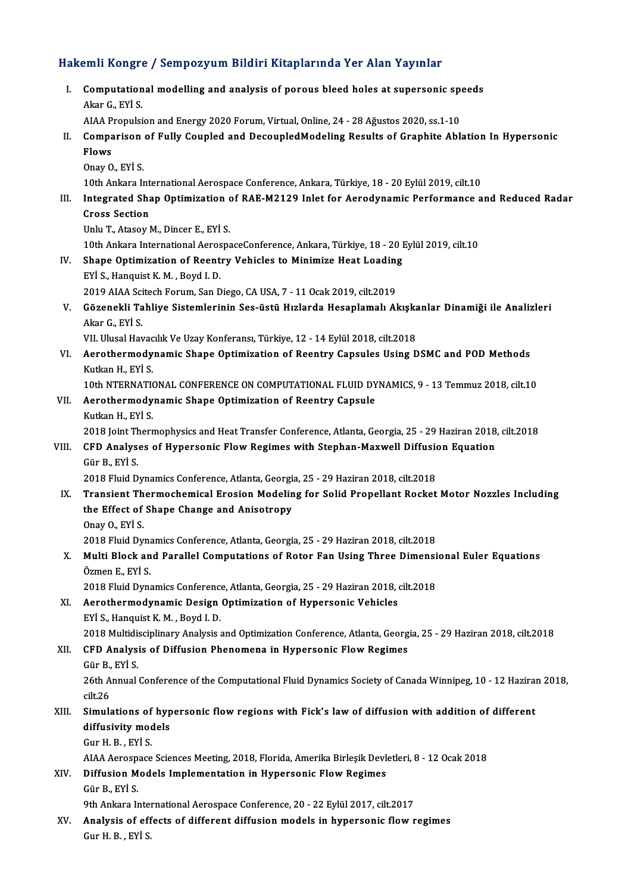## Hakemli Kongre / Sempozyum Bildiri Kitaplarında Yer Alan Yayınlar

I. **Computational modelling and analysis of porous bleed holes at supersonic speeds**
   Akar G., EYİ S.
   AIAA Propulsion and Energy 2020 Forum, Virtual, Online, 24 - 28 Ağustos 2020, ss.1-10

II. **Comparison of Fully Coupled and DecoupledModeling Results of Graphite Ablation In Hypersonic Flows**
   Onay O., EYİ S.
   10th Ankara International Aerospace Conference, Ankara, Türkiye, 18 - 20 Eylül 2019, cilt.10

III. **Integrated Shap Optimization of RAE-M2129 Inlet for Aerodynamic Performance and Reduced Radar Cross Section**
   Unlu T., Atasoy M., Dincer E., EYİ S.
   10th Ankara International AerospaceConference, Ankara, Türkiye, 18 - 20 Eylül 2019, cilt.10

IV. **Shape Optimization of Reentry Vehicles to Minimize Heat Loading**
   EYİ S., Hanquist K. M. , Boyd I. D.
   2019 AIAA Scitech Forum, San Diego, CA USA, 7 - 11 Ocak 2019, cilt.2019

V. **Gözenekli Tahliye Sistemlerinin Ses-üstü Hızlarda Hesaplamalı Akışkanlar Dinamiği ile Analizleri**
   Akar G., EYİ S.
   VII. Ulusal Havacılık Ve Uzay Konferansı, Türkiye, 12 - 14 Eylül 2018, cilt.2018

VI. **Aerothermodynamic Shape Optimization of Reentry Capsules Using DSMC and POD Methods**
   Kutkan H., EYİ S.
   10th NTERNATIONAL CONFERENCE ON COMPUTATIONAL FLUID DYNAMICS, 9 - 13 Temmuz 2018, cilt.10

VII. **Aerothermodynamic Shape Optimization of Reentry Capsule**
   Kutkan H., EYİ S.
   2018 Joint Thermophysics and Heat Transfer Conference, Atlanta, Georgia, 25 - 29 Haziran 2018, cilt.2018

VIII. **CFD Analyses of Hypersonic Flow Regimes with Stephan-Maxwell Diffusion Equation**
   Gür B., EYİ S.
   2018 Fluid Dynamics Conference, Atlanta, Georgia, 25 - 29 Haziran 2018, cilt.2018

IX. **Transient Thermochemical Erosion Modeling for Solid Propellant Rocket Motor Nozzles Including the Effect of Shape Change and Anisotropy**
   Onay O., EYİ S.
   2018 Fluid Dynamics Conference, Atlanta, Georgia, 25 - 29 Haziran 2018, cilt.2018

X. **Multi Block and Parallel Computations of Rotor Fan Using Three Dimensional Euler Equations**
   Özmen E., EYİ S.
   2018 Fluid Dynamics Conference, Atlanta, Georgia, 25 - 29 Haziran 2018, cilt.2018

XI. **Aerothermodynamic Design Optimization of Hypersonic Vehicles**
   EYİ S., Hanquist K. M. , Boyd I. D.
   2018 Multidisciplinary Analysis and Optimization Conference, Atlanta, Georgia, 25 - 29 Haziran 2018, cilt.2018

XII. **CFD Analysis of Diffusion Phenomena in Hypersonic Flow Regimes**
   Gür B., EYİ S.
   26th Annual Conference of the Computational Fluid Dynamics Society of Canada Winnipeg, 10 - 12 Haziran 2018, cilt.26

XIII. **Simulations of hypersonic flow regions with Fick's law of diffusion with addition of different diffusivity models**
   Gur H. B. , EYİ S.
   AIAA Aerospace Sciences Meeting, 2018, Florida, Amerika Birleşik Devletleri, 8 - 12 Ocak 2018

XIV. **Diffusion Models Implementation in Hypersonic Flow Regimes**
   Gür B., EYİ S.
   9th Ankara International Aerospace Conference, 20 - 22 Eylül 2017, cilt.2017

XV. **Analysis of effects of different diffusion models in hypersonic flow regimes**
   Gur H. B. , EYİ S.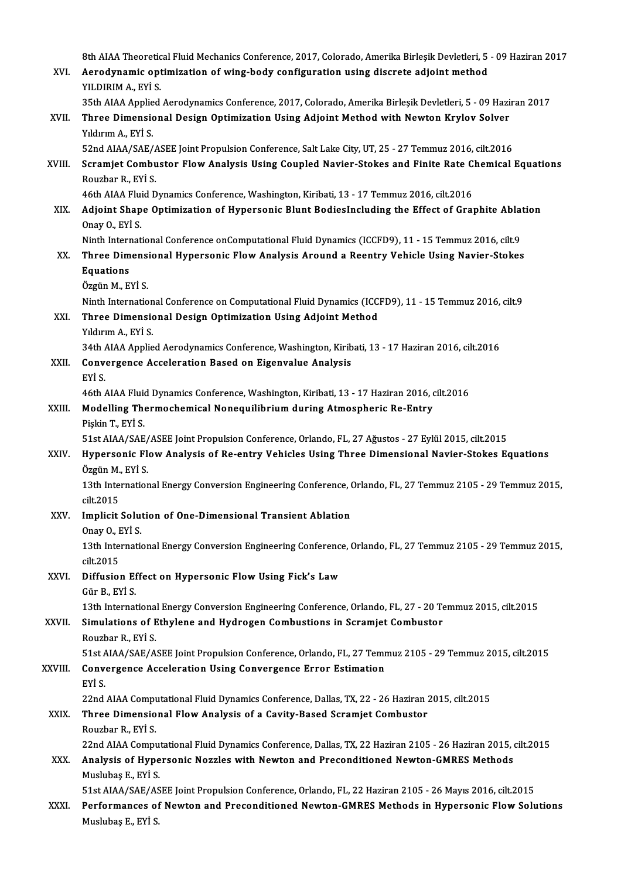8th AIAA Theoretical Fluid Mechanics Conference, 2017, Colorado, Amerika Birleşik Devletleri, 5 - 09 Haziran 2017

XVI. **Aerodynamic optimization of wing-body configuration using discrete adjoint method**
YILDIRIM A., EYİ S.
35th AIAA Applied Aerodynamics Conference, 2017, Colorado, Amerika Birleşik Devletleri, 5 - 09 Haziran 2017

XVII. **Three Dimensional Design Optimization Using Adjoint Method with Newton Krylov Solver**
Yıldırım A., EYİ S.
52nd AIAA/SAE/ASEE Joint Propulsion Conference, Salt Lake City, UT, 25 - 27 Temmuz 2016, cilt.2016

XVIII. **Scramjet Combustor Flow Analysis Using Coupled Navier-Stokes and Finite Rate Chemical Equations**
Rouzbar R., EYİ S.
46th AIAA Fluid Dynamics Conference, Washington, Kiribati, 13 - 17 Temmuz 2016, cilt.2016

XIX. **Adjoint Shape Optimization of Hypersonic Blunt BodiesIncluding the Effect of Graphite Ablation**
Onay O., EYİ S.
Ninth International Conference onComputational Fluid Dynamics (ICCFD9), 11 - 15 Temmuz 2016, cilt.9

XX. **Three Dimensional Hypersonic Flow Analysis Around a Reentry Vehicle Using Navier-Stokes Equations**
Özgün M., EYİ S.
Ninth International Conference on Computational Fluid Dynamics (ICCFD9), 11 - 15 Temmuz 2016, cilt.9

XXI. **Three Dimensional Design Optimization Using Adjoint Method**
Yıldırım A., EYİ S.
34th AIAA Applied Aerodynamics Conference, Washington, Kiribati, 13 - 17 Haziran 2016, cilt.2016

XXII. **Convergence Acceleration Based on Eigenvalue Analysis**
EYİ S.
46th AIAA Fluid Dynamics Conference, Washington, Kiribati, 13 - 17 Haziran 2016, cilt.2016

XXIII. **Modelling Thermochemical Nonequilibrium during Atmospheric Re-Entry**
Pişkin T., EYİ S.
51st AIAA/SAE/ASEE Joint Propulsion Conference, Orlando, FL, 27 Ağustos - 27 Eylül 2015, cilt.2015

XXIV. **Hypersonic Flow Analysis of Re-entry Vehicles Using Three Dimensional Navier-Stokes Equations**
Özgün M., EYİ S.
13th International Energy Conversion Engineering Conference, Orlando, FL, 27 Temmuz 2105 - 29 Temmuz 2015, cilt.2015

XXV. **Implicit Solution of One-Dimensional Transient Ablation**
Onay O., EYİ S.
13th International Energy Conversion Engineering Conference, Orlando, FL, 27 Temmuz 2105 - 29 Temmuz 2015, cilt.2015

XXVI. **Diffusion Effect on Hypersonic Flow Using Fick's Law**
Gür B., EYİ S.
13th International Energy Conversion Engineering Conference, Orlando, FL, 27 - 20 Temmuz 2015, cilt.2015

XXVII. **Simulations of Ethylene and Hydrogen Combustions in Scramjet Combustor**
Rouzbar R., EYİ S.
51st AIAA/SAE/ASEE Joint Propulsion Conference, Orlando, FL, 27 Temmuz 2105 - 29 Temmuz 2015, cilt.2015

XXVIII. **Convergence Acceleration Using Convergence Error Estimation**
EYİ S.
22nd AIAA Computational Fluid Dynamics Conference, Dallas, TX, 22 - 26 Haziran 2015, cilt.2015

XXIX. **Three Dimensional Flow Analysis of a Cavity-Based Scramjet Combustor**
Rouzbar R., EYİ S.
22nd AIAA Computational Fluid Dynamics Conference, Dallas, TX, 22 Haziran 2105 - 26 Haziran 2015, cilt.2015

XXX. **Analysis of Hypersonic Nozzles with Newton and Preconditioned Newton-GMRES Methods**
Muslubaş E., EYİ S.
51st AIAA/SAE/ASEE Joint Propulsion Conference, Orlando, FL, 22 Haziran 2105 - 26 Mayıs 2016, cilt.2015

XXXI. **Performances of Newton and Preconditioned Newton-GMRES Methods in Hypersonic Flow Solutions**
Muslubaş E., EYİ S.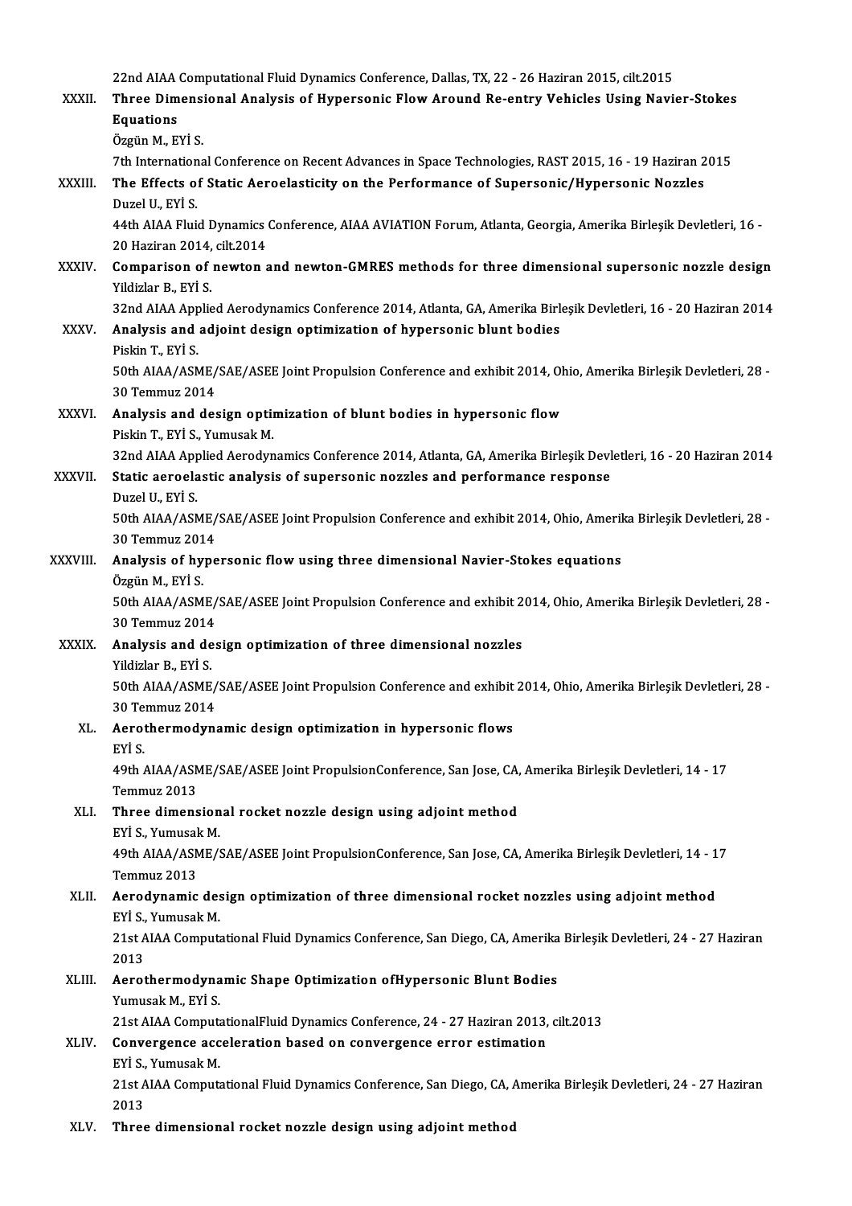22nd AIAA Computational Fluid Dynamics Conference, Dallas, TX, 22 - 26 Haziran 2015, cilt.2015

XXXII. **Three Dimensional Analysis of Hypersonic Flow Around Re-entry Vehicles Using Navier-Stokes Equations**
Özgün M., EYİ S.
7th International Conference on Recent Advances in Space Technologies, RAST 2015, 16 - 19 Haziran 2015

XXXIII. **The Effects of Static Aeroelasticity on the Performance of Supersonic/Hypersonic Nozzles**
Duzel U., EYİ S.
44th AIAA Fluid Dynamics Conference, AIAA AVIATION Forum, Atlanta, Georgia, Amerika Birleşik Devletleri, 16 - 20 Haziran 2014, cilt.2014

XXXIV. **Comparison of newton and newton-GMRES methods for three dimensional supersonic nozzle design**
Yildizlar B., EYİ S.
32nd AIAA Applied Aerodynamics Conference 2014, Atlanta, GA, Amerika Birleşik Devletleri, 16 - 20 Haziran 2014

XXXV. **Analysis and adjoint design optimization of hypersonic blunt bodies**
Piskin T., EYİ S.
50th AIAA/ASME/SAE/ASEE Joint Propulsion Conference and exhibit 2014, Ohio, Amerika Birleşik Devletleri, 28 - 30 Temmuz 2014

XXXVI. **Analysis and design optimization of blunt bodies in hypersonic flow**
Piskin T., EYİ S., Yumusak M.
32nd AIAA Applied Aerodynamics Conference 2014, Atlanta, GA, Amerika Birleşik Devletleri, 16 - 20 Haziran 2014

XXXVII. **Static aeroelastic analysis of supersonic nozzles and performance response**
Duzel U., EYİ S.
50th AIAA/ASME/SAE/ASEE Joint Propulsion Conference and exhibit 2014, Ohio, Amerika Birleşik Devletleri, 28 - 30 Temmuz 2014

XXXVIII. **Analysis of hypersonic flow using three dimensional Navier-Stokes equations**
Özgün M., EYİ S.
50th AIAA/ASME/SAE/ASEE Joint Propulsion Conference and exhibit 2014, Ohio, Amerika Birleşik Devletleri, 28 - 30 Temmuz 2014

XXXIX. **Analysis and design optimization of three dimensional nozzles**
Yildizlar B., EYİ S.
50th AIAA/ASME/SAE/ASEE Joint Propulsion Conference and exhibit 2014, Ohio, Amerika Birleşik Devletleri, 28 - 30 Temmuz 2014

XL. **Aerothermodynamic design optimization in hypersonic flows**
EYİ S.
49th AIAA/ASME/SAE/ASEE Joint PropulsionConference, San Jose, CA, Amerika Birleşik Devletleri, 14 - 17 Temmuz 2013

XLI. **Three dimensional rocket nozzle design using adjoint method**
EYİ S., Yumusak M.
49th AIAA/ASME/SAE/ASEE Joint PropulsionConference, San Jose, CA, Amerika Birleşik Devletleri, 14 - 17 Temmuz 2013

XLII. **Aerodynamic design optimization of three dimensional rocket nozzles using adjoint method**
EYİ S., Yumusak M.
21st AIAA Computational Fluid Dynamics Conference, San Diego, CA, Amerika Birleşik Devletleri, 24 - 27 Haziran 2013

XLIII. **Aerothermodynamic Shape Optimization ofHypersonic Blunt Bodies**
Yumusak M., EYİ S.
21st AIAA ComputationalFluid Dynamics Conference, 24 - 27 Haziran 2013, cilt.2013

XLIV. **Convergence acceleration based on convergence error estimation**
EYİ S., Yumusak M.
21st AIAA Computational Fluid Dynamics Conference, San Diego, CA, Amerika Birleşik Devletleri, 24 - 27 Haziran 2013

XLV. **Three dimensional rocket nozzle design using adjoint method**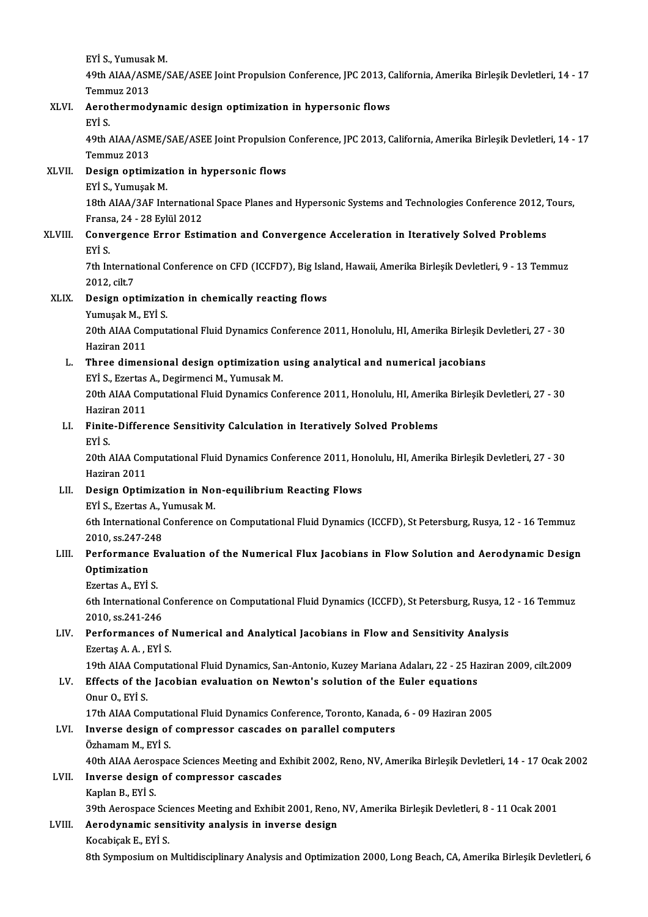EYİ S., Yumusak M.
49th AIAA/ASME/SAE/ASEE Joint Propulsion Conference, JPC 2013, California, Amerika Birleşik Devletleri, 14 - 17 Temmuz 2013

XLVI. **Aerothermodynamic design optimization in hypersonic flows**
EYİ S.
49th AIAA/ASME/SAE/ASEE Joint Propulsion Conference, JPC 2013, California, Amerika Birleşik Devletleri, 14 - 17 Temmuz 2013

XLVII. **Design optimization in hypersonic flows**
EYİ S., Yumuşak M.
18th AIAA/3AF International Space Planes and Hypersonic Systems and Technologies Conference 2012, Tours, Fransa, 24 - 28 Eylül 2012

XLVIII. **Convergence Error Estimation and Convergence Acceleration in Iteratively Solved Problems**
EYİ S.
7th International Conference on CFD (ICCFD7), Big Island, Hawaii, Amerika Birleşik Devletleri, 9 - 13 Temmuz 2012, cilt.7

XLIX. **Design optimization in chemically reacting flows**
Yumuşak M., EYİ S.
20th AIAA Computational Fluid Dynamics Conference 2011, Honolulu, HI, Amerika Birleşik Devletleri, 27 - 30 Haziran 2011

L. **Three dimensional design optimization using analytical and numerical jacobians**
EYİ S., Ezertas A., Degirmenci M., Yumusak M.
20th AIAA Computational Fluid Dynamics Conference 2011, Honolulu, HI, Amerika Birleşik Devletleri, 27 - 30 Haziran 2011

LI. **Finite-Difference Sensitivity Calculation in Iteratively Solved Problems**
EYİ S.
20th AIAA Computational Fluid Dynamics Conference 2011, Honolulu, HI, Amerika Birleşik Devletleri, 27 - 30 Haziran 2011

LII. **Design Optimization in Non-equilibrium Reacting Flows**
EYİ S., Ezertas A., Yumusak M.
6th International Conference on Computational Fluid Dynamics (ICCFD), St Petersburg, Rusya, 12 - 16 Temmuz 2010, ss.247-248

LIII. **Performance Evaluation of the Numerical Flux Jacobians in Flow Solution and Aerodynamic Design Optimization**
Ezertas A., EYİ S.
6th International Conference on Computational Fluid Dynamics (ICCFD), St Petersburg, Rusya, 12 - 16 Temmuz 2010, ss.241-246

LIV. **Performances of Numerical and Analytical Jacobians in Flow and Sensitivity Analysis**
Ezertaş A. A. , EYİ S.
19th AIAA Computational Fluid Dynamics, San-Antonio, Kuzey Mariana Adaları, 22 - 25 Haziran 2009, cilt.2009

LV. **Effects of the Jacobian evaluation on Newton's solution of the Euler equations**
Onur O., EYİ S.
17th AIAA Computational Fluid Dynamics Conference, Toronto, Kanada, 6 - 09 Haziran 2005

LVI. **Inverse design of compressor cascades on parallel computers**
Özhamam M., EYİ S.
40th AIAA Aerospace Sciences Meeting and Exhibit 2002, Reno, NV, Amerika Birleşik Devletleri, 14 - 17 Ocak 2002

LVII. **Inverse design of compressor cascades**
Kaplan B., EYİ S.
39th Aerospace Sciences Meeting and Exhibit 2001, Reno, NV, Amerika Birleşik Devletleri, 8 - 11 Ocak 2001

LVIII. **Aerodynamic sensitivity analysis in inverse design**
Kocabiçak E., EYİ S.
8th Symposium on Multidisciplinary Analysis and Optimization 2000, Long Beach, CA, Amerika Birleşik Devletleri, 6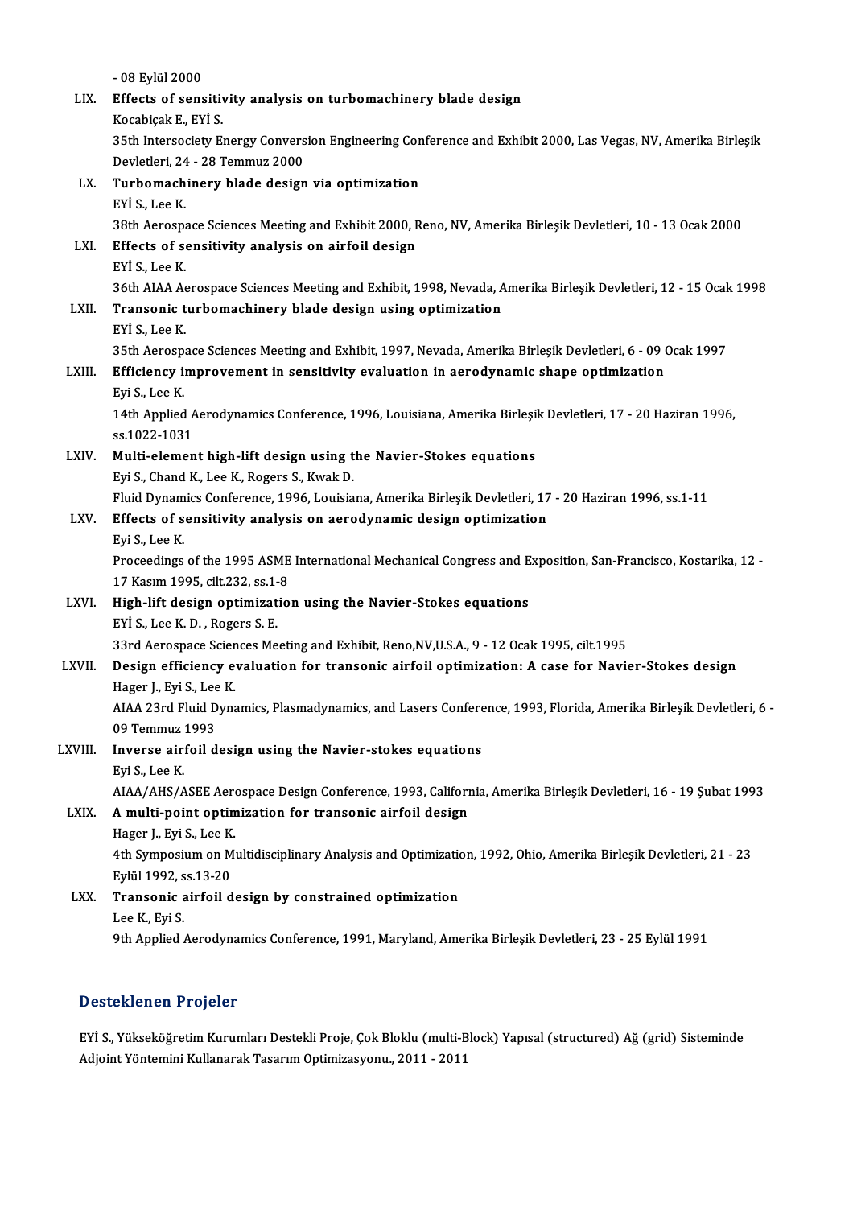- 08 Eylül 2000

LIX. **Effects of sensitivity analysis on turbomachinery blade design**
Kocabiçak E., EYİ S.
35th Intersociety Energy Conversion Engineering Conference and Exhibit 2000, Las Vegas, NV, Amerika Birleşik Devletleri, 24 - 28 Temmuz 2000

LX. **Turbomachinery blade design via optimization**
EYİ S., Lee K.
38th Aerospace Sciences Meeting and Exhibit 2000, Reno, NV, Amerika Birleşik Devletleri, 10 - 13 Ocak 2000

LXI. **Effects of sensitivity analysis on airfoil design**
EYİ S., Lee K.
36th AIAA Aerospace Sciences Meeting and Exhibit, 1998, Nevada, Amerika Birleşik Devletleri, 12 - 15 Ocak 1998

LXII. **Transonic turbomachinery blade design using optimization**
EYİ S., Lee K.
35th Aerospace Sciences Meeting and Exhibit, 1997, Nevada, Amerika Birleşik Devletleri, 6 - 09 Ocak 1997

LXIII. **Efficiency improvement in sensitivity evaluation in aerodynamic shape optimization**
Eyi S., Lee K.
14th Applied Aerodynamics Conference, 1996, Louisiana, Amerika Birleşik Devletleri, 17 - 20 Haziran 1996, ss.1022-1031

LXIV. **Multi-element high-lift design using the Navier-Stokes equations**
Eyi S., Chand K., Lee K., Rogers S., Kwak D.
Fluid Dynamics Conference, 1996, Louisiana, Amerika Birleşik Devletleri, 17 - 20 Haziran 1996, ss.1-11

LXV. **Effects of sensitivity analysis on aerodynamic design optimization**
Eyi S., Lee K.
Proceedings of the 1995 ASME International Mechanical Congress and Exposition, San-Francisco, Kostarika, 12 - 17 Kasım 1995, cilt.232, ss.1-8

LXVI. **High-lift design optimization using the Navier-Stokes equations**
EYİ S., Lee K. D. , Rogers S. E.
33rd Aerospace Sciences Meeting and Exhibit, Reno,NV,U.S.A., 9 - 12 Ocak 1995, cilt.1995

LXVII. **Design efficiency evaluation for transonic airfoil optimization: A case for Navier-Stokes design**
Hager J., Eyi S., Lee K.
AIAA 23rd Fluid Dynamics, Plasmadynamics, and Lasers Conference, 1993, Florida, Amerika Birleşik Devletleri, 6 - 09 Temmuz 1993

LXVIII. **Inverse airfoil design using the Navier-stokes equations**
Eyi S., Lee K.
AIAA/AHS/ASEE Aerospace Design Conference, 1993, California, Amerika Birleşik Devletleri, 16 - 19 Şubat 1993

LXIX. **A multi-point optimization for transonic airfoil design**
Hager J., Eyi S., Lee K.
4th Symposium on Multidisciplinary Analysis and Optimization, 1992, Ohio, Amerika Birleşik Devletleri, 21 - 23 Eylül 1992, ss.13-20

LXX. **Transonic airfoil design by constrained optimization**
Lee K., Eyi S.
9th Applied Aerodynamics Conference, 1991, Maryland, Amerika Birleşik Devletleri, 23 - 25 Eylül 1991

## Desteklenen Projeler

EYİ S., Yükseköğretim Kurumları Destekli Proje, Çok Bloklu (multi-Block) Yapısal (structured) Ağ (grid) Sisteminde Adjoint Yöntemini Kullanarak Tasarım Optimizasyonu., 2011 - 2011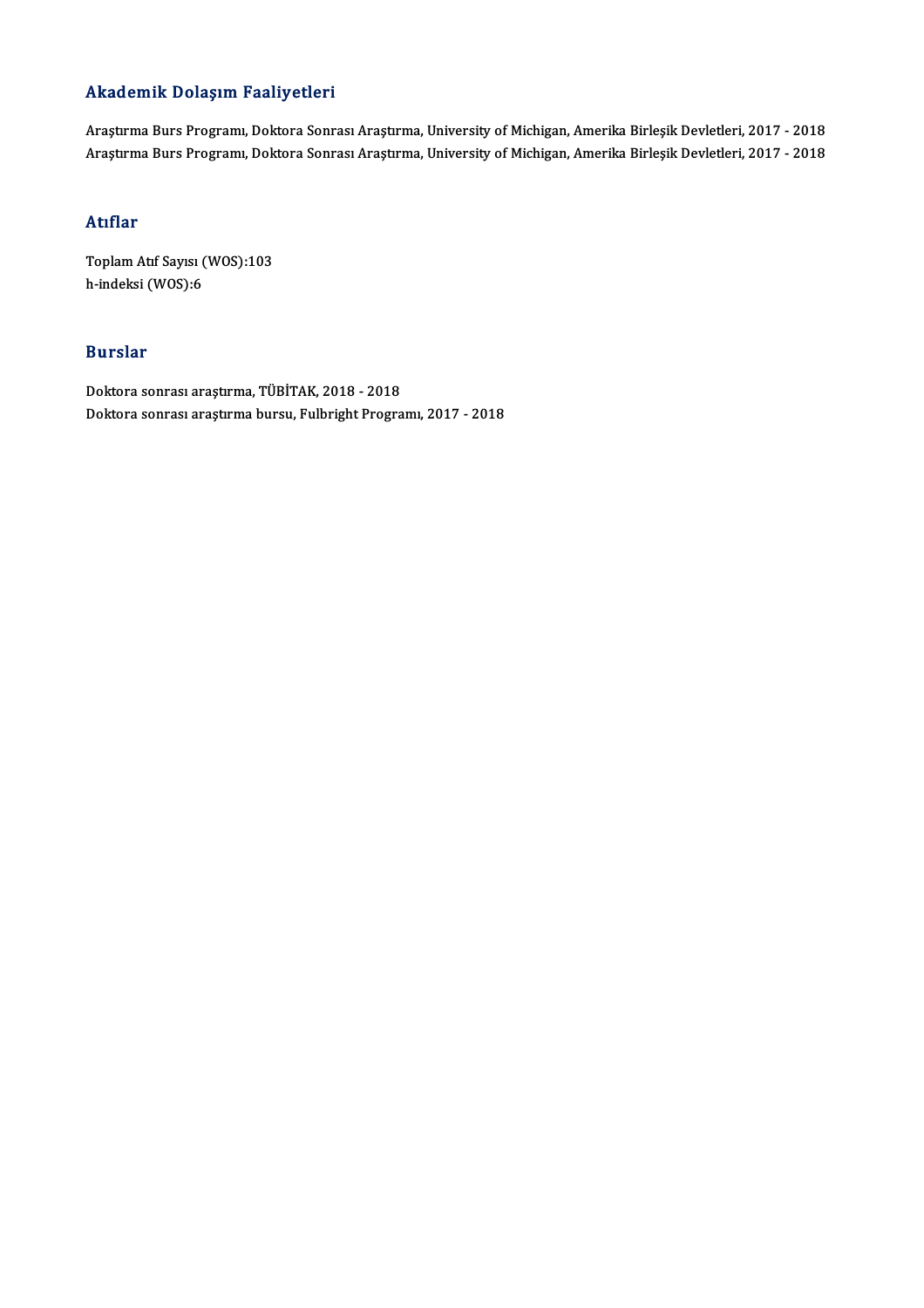## Akademik Dolaşım Faaliyetleri

Araştırma Burs Programı, Doktora Sonrası Araştırma, University of Michigan, Amerika Birleşik Devletleri, 2017 - 2018
Araştırma Burs Programı, Doktora Sonrası Araştırma, University of Michigan, Amerika Birleşik Devletleri, 2017 - 2018

## Atıflar

Toplam Atıf Sayısı (WOS):103
h-indeksi (WOS):6

## Burslar

Doktora sonrası araştırma, TÜBİTAK, 2018 - 2018
Doktora sonrası araştırma bursu, Fulbright Programı, 2017 - 2018